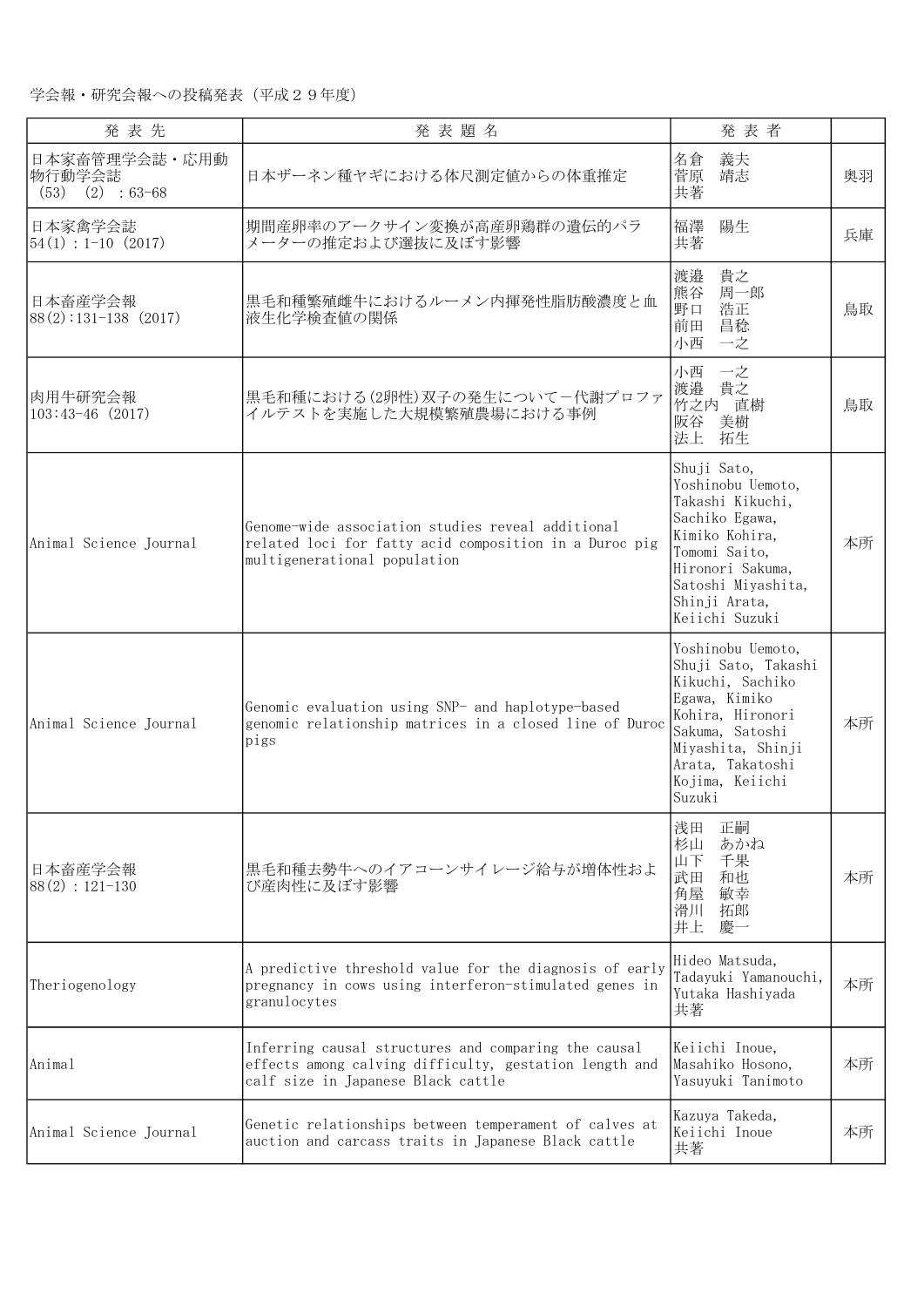学会報・研究会報への投稿発表（平成２９年度）

| 発 表 先 | 発 表 題 名 | 発 表 者 | |
|---|---|---|---|
| 日本家畜管理学会誌・応用動物行動学会誌 (53) (2) : 63-68 | 日本ザーネン種ヤギにおける体尺測定値からの体重推定 | 名倉　義夫<br>菅原　靖志<br>共著 | 奥羽 |
| 日本家禽学会誌<br>54(1) : 1-10 (2017) | 期間産卵率のアークサイン変換が高産卵鶏群の遺伝的パラメーターの推定および選抜に及ぼす影響 | 福澤　陽生<br>共著 | 兵庫 |
| 日本畜産学会報<br>88(2):131-138 (2017) | 黒毛和種繁殖雌牛におけるルーメン内揮発性脂肪酸濃度と血液生化学検査値の関係 | 渡邉　貴之<br>熊谷　周一郎<br>野口　浩正<br>前田　昌稔<br>小西　一之 | 鳥取 |
| 肉用牛研究会報<br>103:43-46 (2017) | 黒毛和種における(2卵性)双子の発生について－代謝プロファイルテストを実施した大規模繁殖農場における事例 | 小西　一之<br>渡邉　貴之<br>竹之内　直樹<br>阪谷　美樹<br>法上　拓生 | 鳥取 |
| Animal Science Journal | Genome-wide association studies reveal additional related loci for fatty acid composition in a Duroc pig multigenerational population | Shuji Sato,<br>Yoshinobu Uemoto,<br>Takashi Kikuchi,<br>Sachiko Egawa,<br>Kimiko Kohira,<br>Tomomi Saito,<br>Hironori Sakuma,<br>Satoshi Miyashita,<br>Shinji Arata,<br>Keiichi Suzuki | 本所 |
| Animal Science Journal | Genomic evaluation using SNP- and haplotype-based genomic relationship matrices in a closed line of Duroc pigs | Yoshinobu Uemoto, Shuji Sato, Takashi Kikuchi, Sachiko Egawa, Kimiko Kohira, Hironori Sakuma, Satoshi Miyashita, Shinji Arata, Takatoshi Kojima, Keiichi Suzuki | 本所 |
| 日本畜産学会報<br>88(2) : 121-130 | 黒毛和種去勢牛へのイアコーンサイレージ給与が増体性および産肉性に及ぼす影響 | 浅田　正嗣<br>杉山　あかね<br>山下　千果<br>武田　和也<br>角屋　敏幸<br>滑川　拓郎<br>井上　慶一 | 本所 |
| Theriogenology | A predictive threshold value for the diagnosis of early pregnancy in cows using interferon-stimulated genes in granulocytes | Hideo Matsuda,<br>Tadayuki Yamanouchi,<br>Yutaka Hashiyada<br>共著 | 本所 |
| Animal | Inferring causal structures and comparing the causal effects among calving difficulty, gestation length and calf size in Japanese Black cattle | Keiichi Inoue,<br>Masahiko Hosono,<br>Yasuyuki Tanimoto | 本所 |
| Animal Science Journal | Genetic relationships between temperament of calves at auction and carcass traits in Japanese Black cattle | Kazuya Takeda,<br>Keiichi Inoue<br>共著 | 本所 |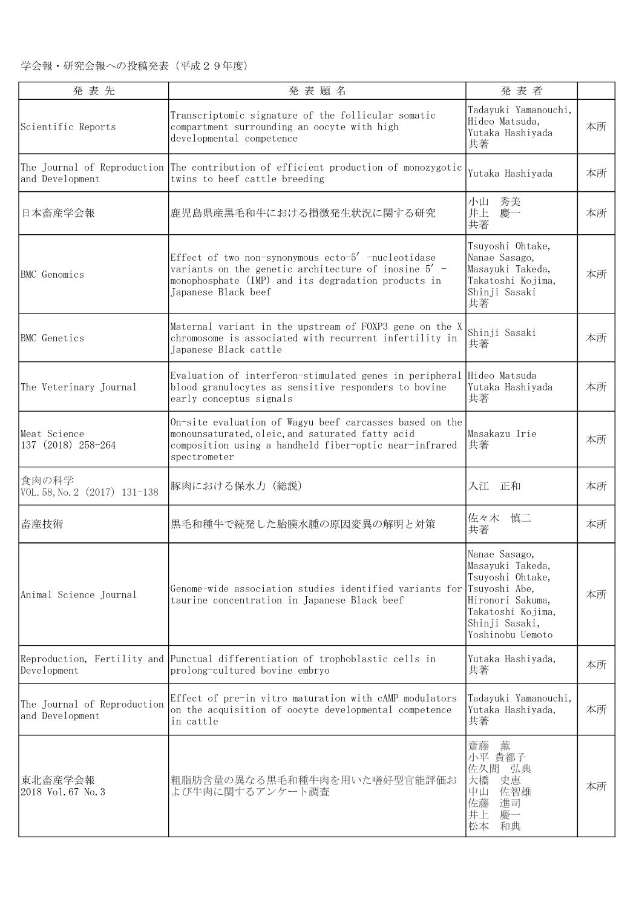学会報・研究会報への投稿発表（平成２９年度）

| 発 表 先 | 発 表 題 名 | 発 表 者 | |
|---|---|---|---|
| Scientific Reports | Transcriptomic signature of the follicular somatic compartment surrounding an oocyte with high developmental competence | Tadayuki Yamanouchi, Hideo Matsuda, Yutaka Hashiyada 共著 | 本所 |
| The Journal of Reproduction and Development | The contribution of efficient production of monozygotic twins to beef cattle breeding | Yutaka Hashiyada | 本所 |
| 日本畜産学会報 | 鹿児島県産黒毛和牛における損徴発生状況に関する研究 | 小山　秀美 井上　慶一 共著 | 本所 |
| BMC Genomics | Effect of two non-synonymous ecto-5′-nucleotidase variants on the genetic architecture of inosine 5′-monophosphate (IMP) and its degradation products in Japanese Black beef | Tsuyoshi Ohtake, Nanae Sasago, Masayuki Takeda, Takatoshi Kojima, Shinji Sasaki 共著 | 本所 |
| BMC Genetics | Maternal variant in the upstream of FOXP3 gene on the X chromosome is associated with recurrent infertility in Japanese Black cattle | Shinji Sasaki 共著 | 本所 |
| The Veterinary Journal | Evaluation of interferon-stimulated genes in peripheral blood granulocytes as sensitive responders to bovine early conceptus signals | Hideo Matsuda Yutaka Hashiyada 共著 | 本所 |
| Meat Science 137 (2018) 258-264 | On-site evaluation of Wagyu beef carcasses based on the monounsaturated,oleic,and saturated fatty acid composition using a handheld fiber-optic near-infrared spectrometer | Masakazu Irie 共著 | 本所 |
| 食肉の科学 VOL.58,No.2 (2017) 131-138 | 豚肉における保水力（総説） | 入江　正和 | 本所 |
| 畜産技術 | 黒毛和種牛で続発した胎膜水腫の原因変異の解明と対策 | 佐々木　慎二 共著 | 本所 |
| Animal Science Journal | Genome-wide association studies identified variants for taurine concentration in Japanese Black beef | Nanae Sasago, Masayuki Takeda, Tsuyoshi Ohtake, Tsuyoshi Abe, Hironori Sakuma, Takatoshi Kojima, Shinji Sasaki, Yoshinobu Uemoto | 本所 |
| Reproduction, Fertility and Development | Punctual differentiation of trophoblastic cells in prolong-cultured bovine embryo | Yutaka Hashiyada, 共著 | 本所 |
| The Journal of Reproduction and Development | Effect of pre-in vitro maturation with cAMP modulators on the acquisition of oocyte developmental competence in cattle | Tadayuki Yamanouchi, Yutaka Hashiyada, 共著 | 本所 |
| 東北畜産学会報 2018 Vol.67 No.3 | 粗脂肪含量の異なる黒毛和種牛肉を用いた嗜好型官能評価および牛肉に関するアンケート調査 | 齋藤　薫 小平　貴都子 佐久間　弘典 大橋　史恵 中山　佐智雄 佐藤　進司 井上　慶一 松本　和典 | 本所 |